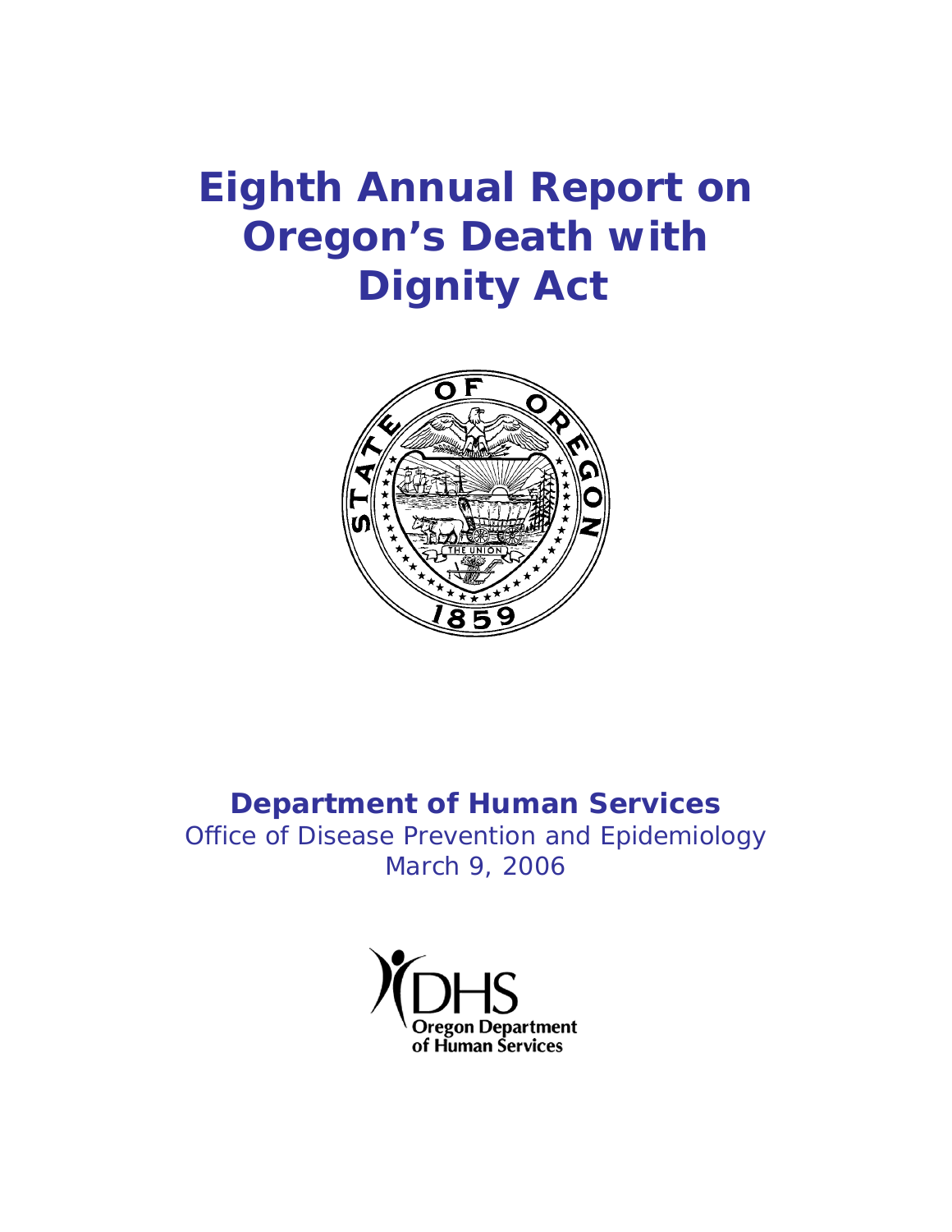# Eighth Annual Report on Oregon's Death with Dignity Act

**Department of Human Services**

Office of Disease Prevention and Epidemiology

March 9, 2006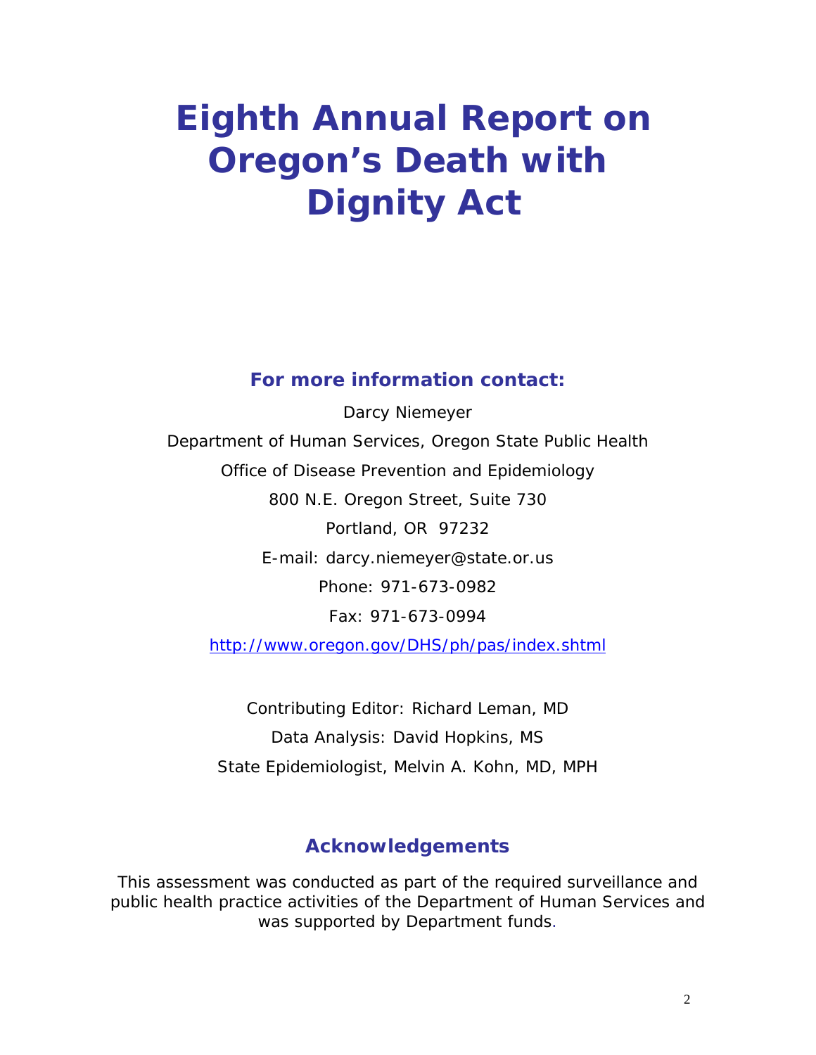# Eighth Annual Report on Oregon's Death with Dignity Act

## For more information contact:

Darcy Niemeyer

Department of Human Services, Oregon State Public Health

Office of Disease Prevention and Epidemiology

800 N.E. Oregon Street, Suite 730

Portland, OR 97232

E-mail: darcy.niemeyer@state.or.us

Phone: 971-673-0982

Fax: 971-673-0994

http://www.oregon.gov/DHS/ph/pas/index.shtml

Contributing Editor: Richard Leman, MD

Data Analysis: David Hopkins, MS

State Epidemiologist, Melvin A. Kohn, MD, MPH

## Acknowledgements

This assessment was conducted as part of the required surveillance and public health practice activities of the Department of Human Services and was supported by Department funds.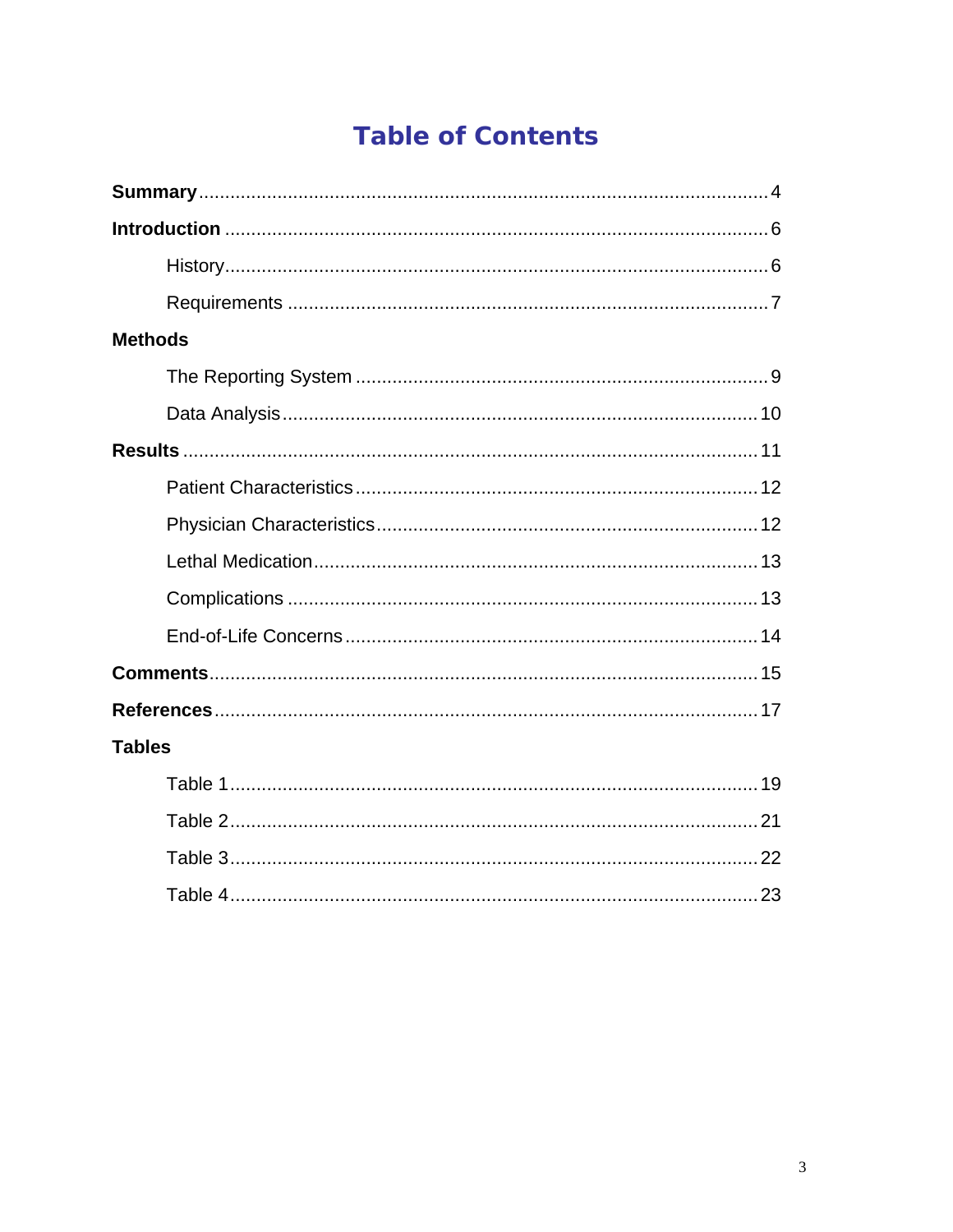# Table of Contents

**Summary** ........................................................................................................ 4

**Introduction** .................................................................................................... 6

- History ........................................................................................................ 6
- Requirements ............................................................................................. 7

**Methods**

- The Reporting System ................................................................................ 9
- Data Analysis ............................................................................................ 10

**Results** ......................................................................................................... 11

- Patient Characteristics ............................................................................. 12
- Physician Characteristics ......................................................................... 12
- Lethal Medication ..................................................................................... 13
- Complications ........................................................................................... 13
- End-of-Life Concerns ................................................................................ 14

**Comments** .................................................................................................... 15

**References** .................................................................................................... 17

**Tables**

- Table 1 ...................................................................................................... 19
- Table 2 ...................................................................................................... 21
- Table 3 ...................................................................................................... 22
- Table 4 ...................................................................................................... 23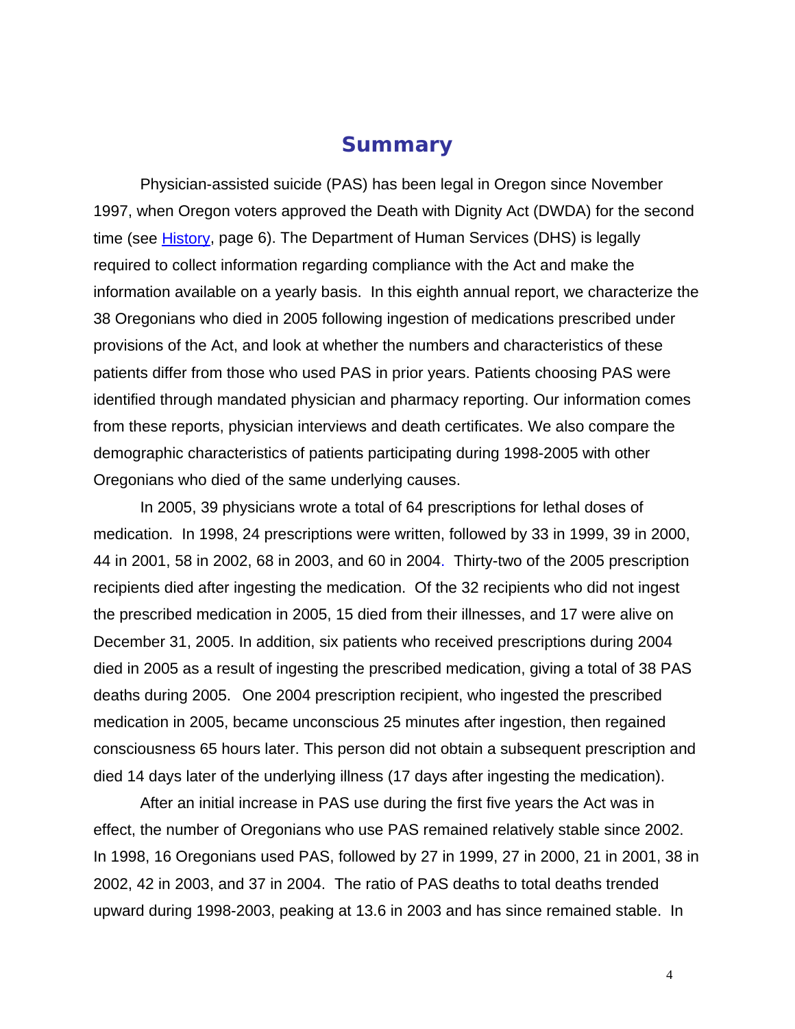# Summary

Physician-assisted suicide (PAS) has been legal in Oregon since November 1997, when Oregon voters approved the Death with Dignity Act (DWDA) for the second time (see History, page 6). The Department of Human Services (DHS) is legally required to collect information regarding compliance with the Act and make the information available on a yearly basis. In this eighth annual report, we characterize the 38 Oregonians who died in 2005 following ingestion of medications prescribed under provisions of the Act, and look at whether the numbers and characteristics of these patients differ from those who used PAS in prior years. Patients choosing PAS were identified through mandated physician and pharmacy reporting. Our information comes from these reports, physician interviews and death certificates. We also compare the demographic characteristics of patients participating during 1998-2005 with other Oregonians who died of the same underlying causes.

In 2005, 39 physicians wrote a total of 64 prescriptions for lethal doses of medication. In 1998, 24 prescriptions were written, followed by 33 in 1999, 39 in 2000, 44 in 2001, 58 in 2002, 68 in 2003, and 60 in 2004. Thirty-two of the 2005 prescription recipients died after ingesting the medication. Of the 32 recipients who did not ingest the prescribed medication in 2005, 15 died from their illnesses, and 17 were alive on December 31, 2005. In addition, six patients who received prescriptions during 2004 died in 2005 as a result of ingesting the prescribed medication, giving a total of 38 PAS deaths during 2005. One 2004 prescription recipient, who ingested the prescribed medication in 2005, became unconscious 25 minutes after ingestion, then regained consciousness 65 hours later. This person did not obtain a subsequent prescription and died 14 days later of the underlying illness (17 days after ingesting the medication).

After an initial increase in PAS use during the first five years the Act was in effect, the number of Oregonians who use PAS remained relatively stable since 2002. In 1998, 16 Oregonians used PAS, followed by 27 in 1999, 27 in 2000, 21 in 2001, 38 in 2002, 42 in 2003, and 37 in 2004. The ratio of PAS deaths to total deaths trended upward during 1998-2003, peaking at 13.6 in 2003 and has since remained stable. In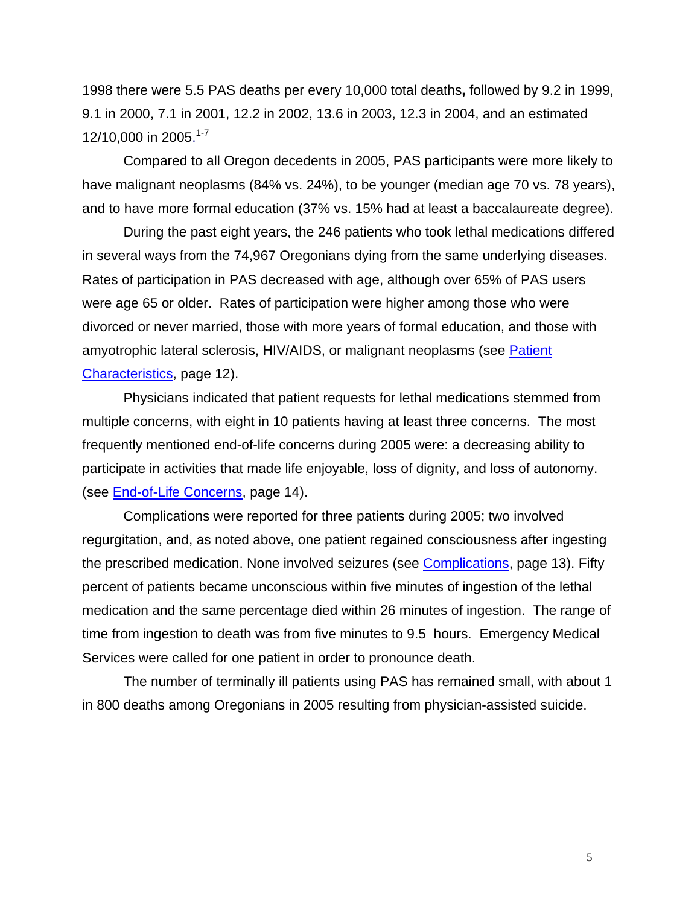1998 there were 5.5 PAS deaths per every 10,000 total deaths**,** followed by 9.2 in 1999, 9.1 in 2000, 7.1 in 2001, 12.2 in 2002, 13.6 in 2003, 12.3 in 2004, and an estimated 12/10,000 in 2005.[1-7]

Compared to all Oregon decedents in 2005, PAS participants were more likely to have malignant neoplasms (84% vs. 24%), to be younger (median age 70 vs. 78 years), and to have more formal education (37% vs. 15% had at least a baccalaureate degree).

During the past eight years, the 246 patients who took lethal medications differed in several ways from the 74,967 Oregonians dying from the same underlying diseases. Rates of participation in PAS decreased with age, although over 65% of PAS users were age 65 or older. Rates of participation were higher among those who were divorced or never married, those with more years of formal education, and those with amyotrophic lateral sclerosis, HIV/AIDS, or malignant neoplasms (see Patient Characteristics, page 12).

Physicians indicated that patient requests for lethal medications stemmed from multiple concerns, with eight in 10 patients having at least three concerns. The most frequently mentioned end-of-life concerns during 2005 were: a decreasing ability to participate in activities that made life enjoyable, loss of dignity, and loss of autonomy. (see End-of-Life Concerns, page 14).

Complications were reported for three patients during 2005; two involved regurgitation, and, as noted above, one patient regained consciousness after ingesting the prescribed medication. None involved seizures (see Complications, page 13). Fifty percent of patients became unconscious within five minutes of ingestion of the lethal medication and the same percentage died within 26 minutes of ingestion. The range of time from ingestion to death was from five minutes to 9.5 hours. Emergency Medical Services were called for one patient in order to pronounce death.

The number of terminally ill patients using PAS has remained small, with about 1 in 800 deaths among Oregonians in 2005 resulting from physician-assisted suicide.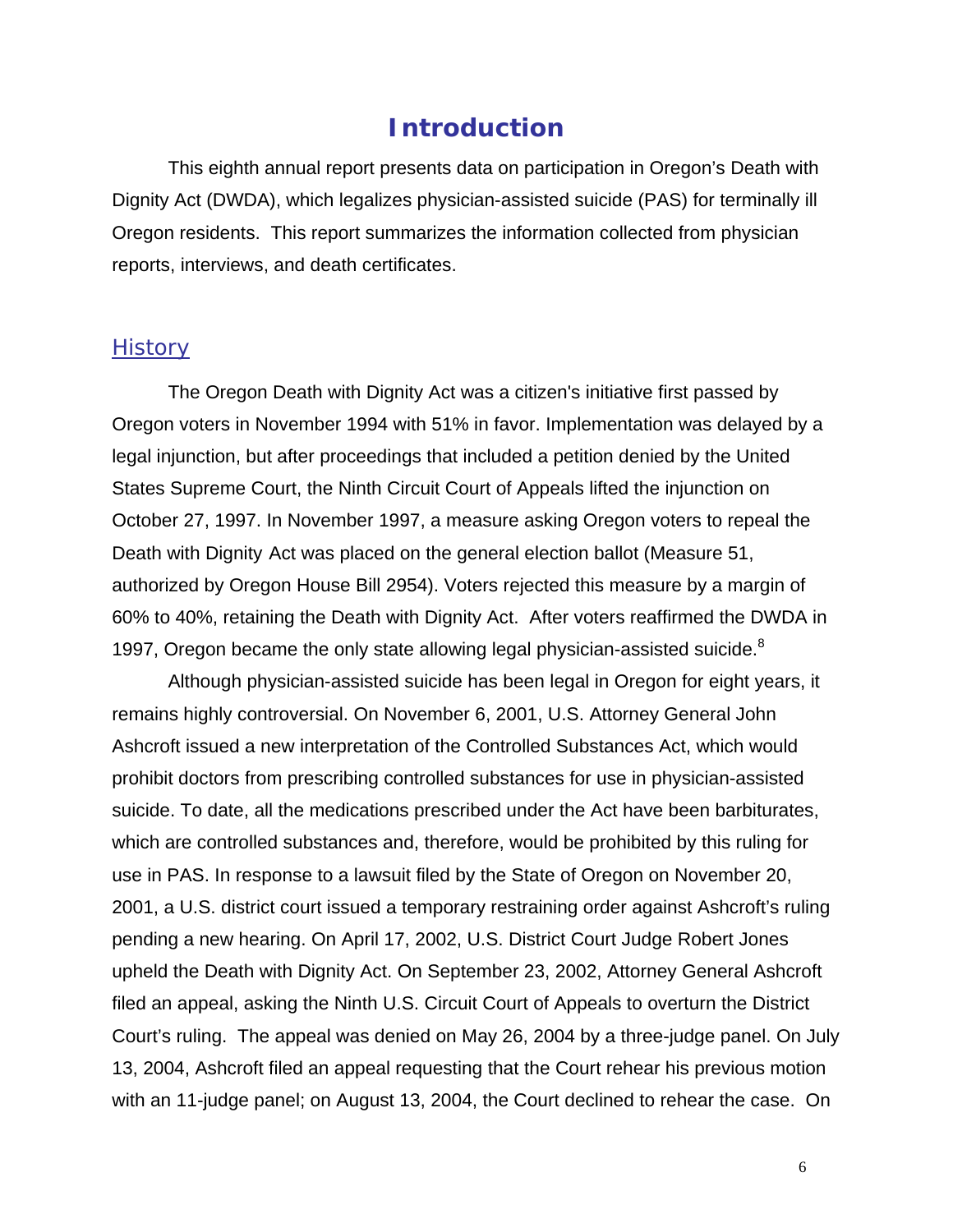# Introduction

This eighth annual report presents data on participation in Oregon's Death with Dignity Act (DWDA), which legalizes physician-assisted suicide (PAS) for terminally ill Oregon residents. This report summarizes the information collected from physician reports, interviews, and death certificates.

## History

The Oregon Death with Dignity Act was a citizen's initiative first passed by Oregon voters in November 1994 with 51% in favor. Implementation was delayed by a legal injunction, but after proceedings that included a petition denied by the United States Supreme Court, the Ninth Circuit Court of Appeals lifted the injunction on October 27, 1997. In November 1997, a measure asking Oregon voters to repeal the Death with Dignity Act was placed on the general election ballot (Measure 51, authorized by Oregon House Bill 2954). Voters rejected this measure by a margin of 60% to 40%, retaining the Death with Dignity Act. After voters reaffirmed the DWDA in 1997, Oregon became the only state allowing legal physician-assisted suicide.[8]

Although physician-assisted suicide has been legal in Oregon for eight years, it remains highly controversial. On November 6, 2001, U.S. Attorney General John Ashcroft issued a new interpretation of the Controlled Substances Act, which would prohibit doctors from prescribing controlled substances for use in physician-assisted suicide. To date, all the medications prescribed under the Act have been barbiturates, which are controlled substances and, therefore, would be prohibited by this ruling for use in PAS. In response to a lawsuit filed by the State of Oregon on November 20, 2001, a U.S. district court issued a temporary restraining order against Ashcroft's ruling pending a new hearing. On April 17, 2002, U.S. District Court Judge Robert Jones upheld the Death with Dignity Act. On September 23, 2002, Attorney General Ashcroft filed an appeal, asking the Ninth U.S. Circuit Court of Appeals to overturn the District Court's ruling. The appeal was denied on May 26, 2004 by a three-judge panel. On July 13, 2004, Ashcroft filed an appeal requesting that the Court rehear his previous motion with an 11-judge panel; on August 13, 2004, the Court declined to rehear the case. On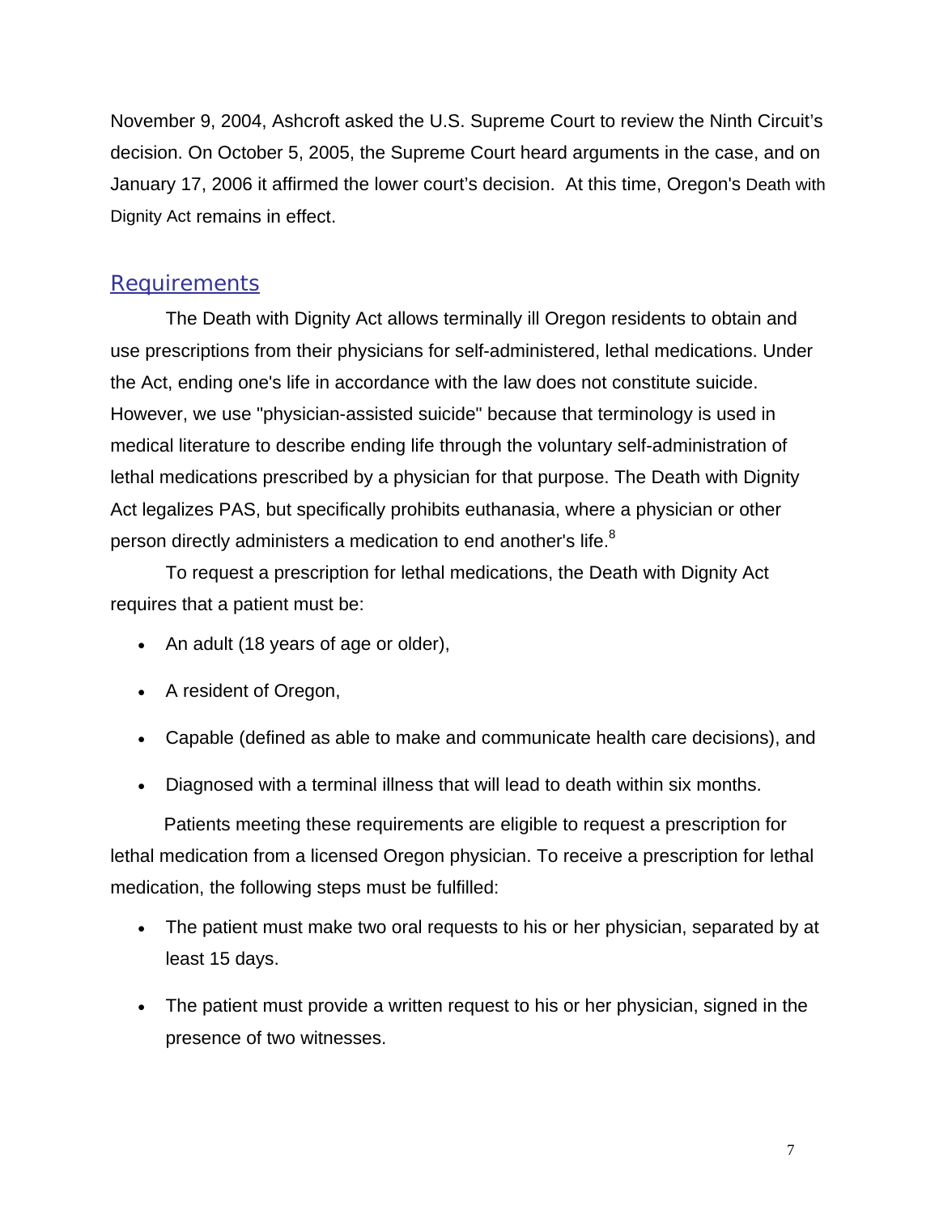November 9, 2004, Ashcroft asked the U.S. Supreme Court to review the Ninth Circuit's decision. On October 5, 2005, the Supreme Court heard arguments in the case, and on January 17, 2006 it affirmed the lower court's decision. At this time, Oregon's Death with Dignity Act remains in effect.

## Requirements

The Death with Dignity Act allows terminally ill Oregon residents to obtain and use prescriptions from their physicians for self-administered, lethal medications. Under the Act, ending one's life in accordance with the law does not constitute suicide. However, we use "physician-assisted suicide" because that terminology is used in medical literature to describe ending life through the voluntary self-administration of lethal medications prescribed by a physician for that purpose. The Death with Dignity Act legalizes PAS, but specifically prohibits euthanasia, where a physician or other person directly administers a medication to end another's life.[8]

To request a prescription for lethal medications, the Death with Dignity Act requires that a patient must be:

- An adult (18 years of age or older),
- A resident of Oregon,
- Capable (defined as able to make and communicate health care decisions), and
- Diagnosed with a terminal illness that will lead to death within six months.

Patients meeting these requirements are eligible to request a prescription for lethal medication from a licensed Oregon physician. To receive a prescription for lethal medication, the following steps must be fulfilled:

- The patient must make two oral requests to his or her physician, separated by at least 15 days.
- The patient must provide a written request to his or her physician, signed in the presence of two witnesses.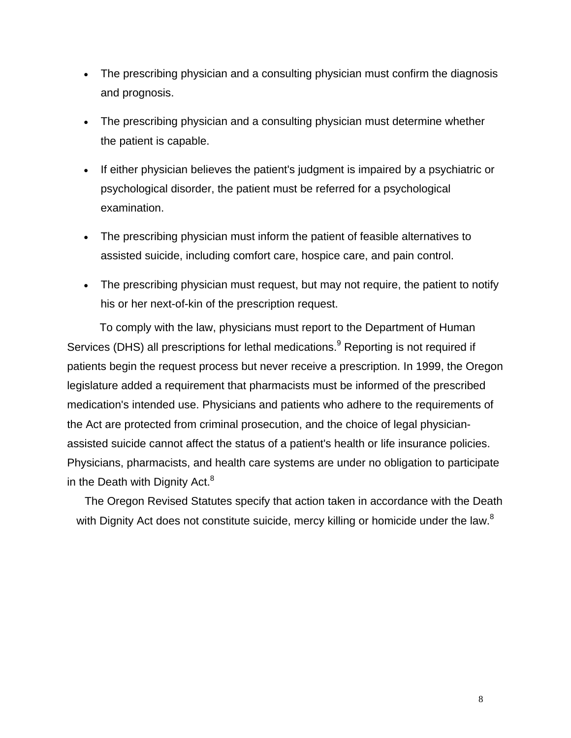- The prescribing physician and a consulting physician must confirm the diagnosis and prognosis.
- The prescribing physician and a consulting physician must determine whether the patient is capable.
- If either physician believes the patient's judgment is impaired by a psychiatric or psychological disorder, the patient must be referred for a psychological examination.
- The prescribing physician must inform the patient of feasible alternatives to assisted suicide, including comfort care, hospice care, and pain control.
- The prescribing physician must request, but may not require, the patient to notify his or her next-of-kin of the prescription request.

To comply with the law, physicians must report to the Department of Human Services (DHS) all prescriptions for lethal medications.[9] Reporting is not required if patients begin the request process but never receive a prescription. In 1999, the Oregon legislature added a requirement that pharmacists must be informed of the prescribed medication's intended use. Physicians and patients who adhere to the requirements of the Act are protected from criminal prosecution, and the choice of legal physician-assisted suicide cannot affect the status of a patient's health or life insurance policies. Physicians, pharmacists, and health care systems are under no obligation to participate in the Death with Dignity Act.[8]

The Oregon Revised Statutes specify that action taken in accordance with the Death with Dignity Act does not constitute suicide, mercy killing or homicide under the law.[8]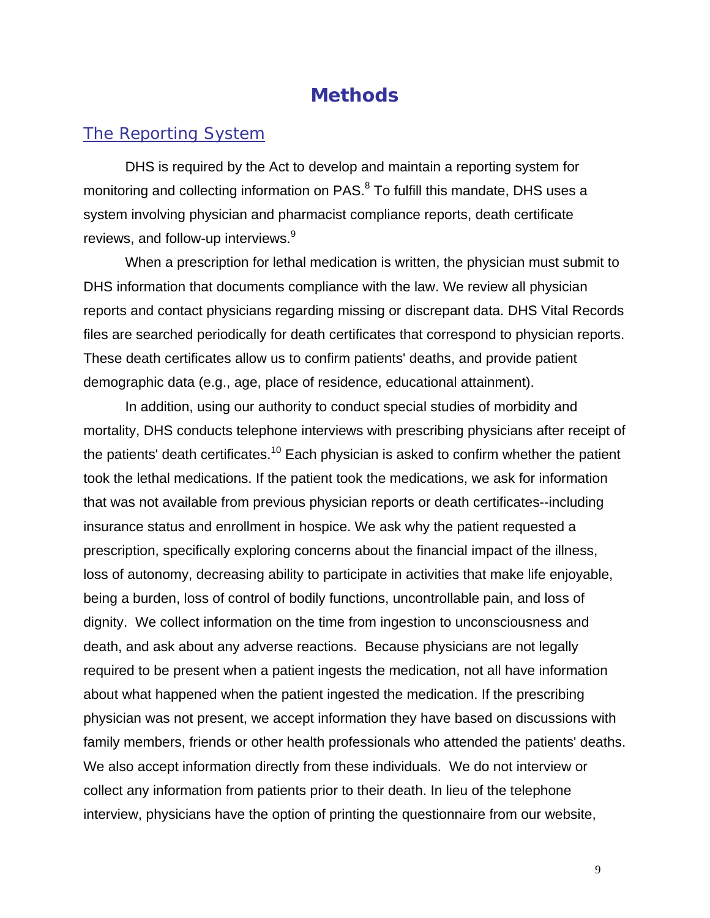# Methods

## The Reporting System

DHS is required by the Act to develop and maintain a reporting system for monitoring and collecting information on PAS.[8] To fulfill this mandate, DHS uses a system involving physician and pharmacist compliance reports, death certificate reviews, and follow-up interviews.[9]

When a prescription for lethal medication is written, the physician must submit to DHS information that documents compliance with the law. We review all physician reports and contact physicians regarding missing or discrepant data. DHS Vital Records files are searched periodically for death certificates that correspond to physician reports. These death certificates allow us to confirm patients' deaths, and provide patient demographic data (e.g., age, place of residence, educational attainment).

In addition, using our authority to conduct special studies of morbidity and mortality, DHS conducts telephone interviews with prescribing physicians after receipt of the patients' death certificates.[10] Each physician is asked to confirm whether the patient took the lethal medications. If the patient took the medications, we ask for information that was not available from previous physician reports or death certificates--including insurance status and enrollment in hospice. We ask why the patient requested a prescription, specifically exploring concerns about the financial impact of the illness, loss of autonomy, decreasing ability to participate in activities that make life enjoyable, being a burden, loss of control of bodily functions, uncontrollable pain, and loss of dignity. We collect information on the time from ingestion to unconsciousness and death, and ask about any adverse reactions. Because physicians are not legally required to be present when a patient ingests the medication, not all have information about what happened when the patient ingested the medication. If the prescribing physician was not present, we accept information they have based on discussions with family members, friends or other health professionals who attended the patients' deaths. We also accept information directly from these individuals. We do not interview or collect any information from patients prior to their death. In lieu of the telephone interview, physicians have the option of printing the questionnaire from our website,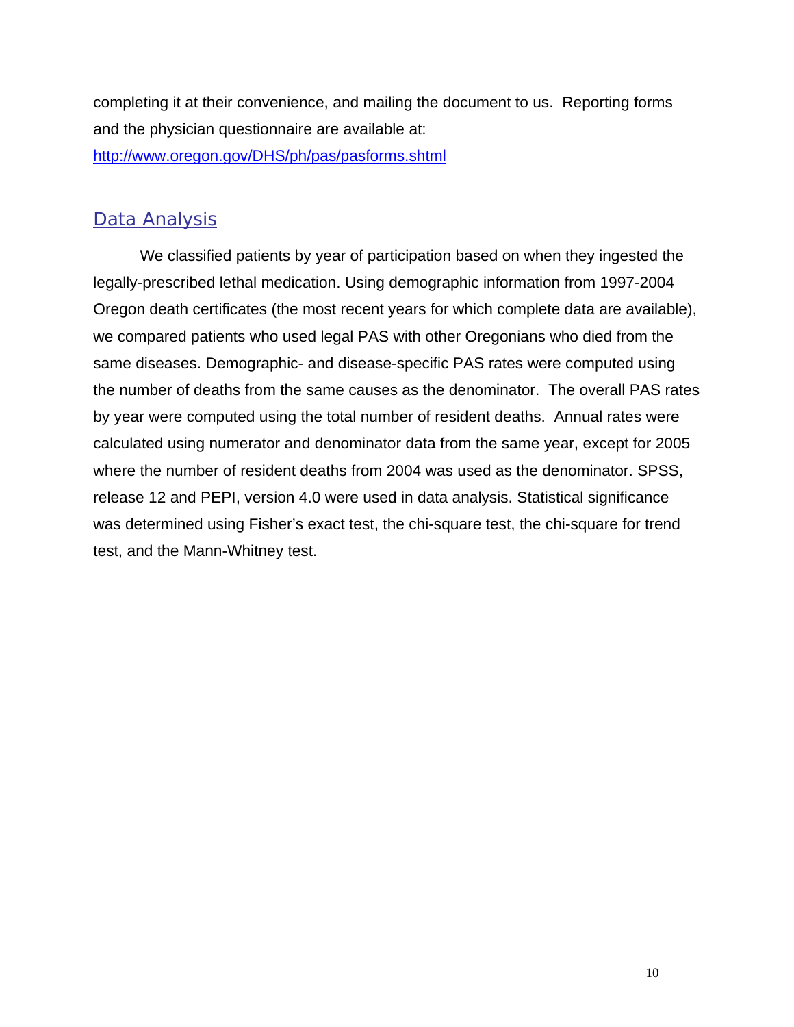completing it at their convenience, and mailing the document to us. Reporting forms and the physician questionnaire are available at: [http://www.oregon.gov/DHS/ph/pas/pasforms.shtml](http://www.oregon.gov/DHS/ph/pas/pasforms.shtml)

## Data Analysis

We classified patients by year of participation based on when they ingested the legally-prescribed lethal medication. Using demographic information from 1997-2004 Oregon death certificates (the most recent years for which complete data are available), we compared patients who used legal PAS with other Oregonians who died from the same diseases. Demographic- and disease-specific PAS rates were computed using the number of deaths from the same causes as the denominator. The overall PAS rates by year were computed using the total number of resident deaths. Annual rates were calculated using numerator and denominator data from the same year, except for 2005 where the number of resident deaths from 2004 was used as the denominator. SPSS, release 12 and PEPI, version 4.0 were used in data analysis. Statistical significance was determined using Fisher's exact test, the chi-square test, the chi-square for trend test, and the Mann-Whitney test.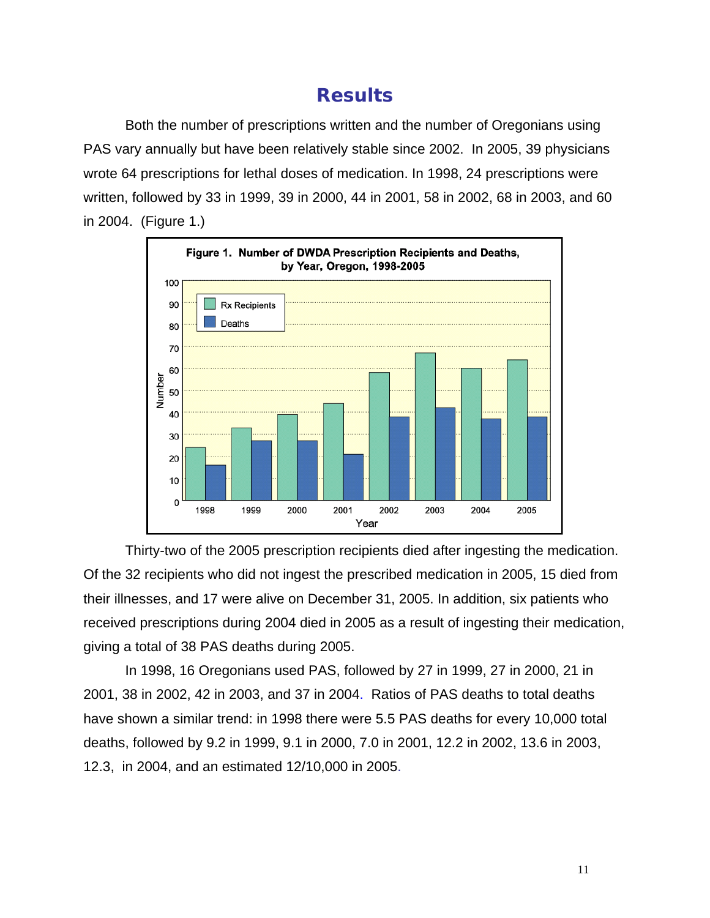# Results

Both the number of prescriptions written and the number of Oregonians using PAS vary annually but have been relatively stable since 2002. In 2005, 39 physicians wrote 64 prescriptions for lethal doses of medication. In 1998, 24 prescriptions were written, followed by 33 in 1999, 39 in 2000, 44 in 2001, 58 in 2002, 68 in 2003, and 60 in 2004. (Figure 1.)

**Figure 1. Number of DWDA Prescription Recipients and Deaths, by Year, Oregon, 1998-2005**

Thirty-two of the 2005 prescription recipients died after ingesting the medication. Of the 32 recipients who did not ingest the prescribed medication in 2005, 15 died from their illnesses, and 17 were alive on December 31, 2005. In addition, six patients who received prescriptions during 2004 died in 2005 as a result of ingesting their medication, giving a total of 38 PAS deaths during 2005.

In 1998, 16 Oregonians used PAS, followed by 27 in 1999, 27 in 2000, 21 in 2001, 38 in 2002, 42 in 2003, and 37 in 2004. Ratios of PAS deaths to total deaths have shown a similar trend: in 1998 there were 5.5 PAS deaths for every 10,000 total deaths, followed by 9.2 in 1999, 9.1 in 2000, 7.0 in 2001, 12.2 in 2002, 13.6 in 2003, 12.3, in 2004, and an estimated 12/10,000 in 2005.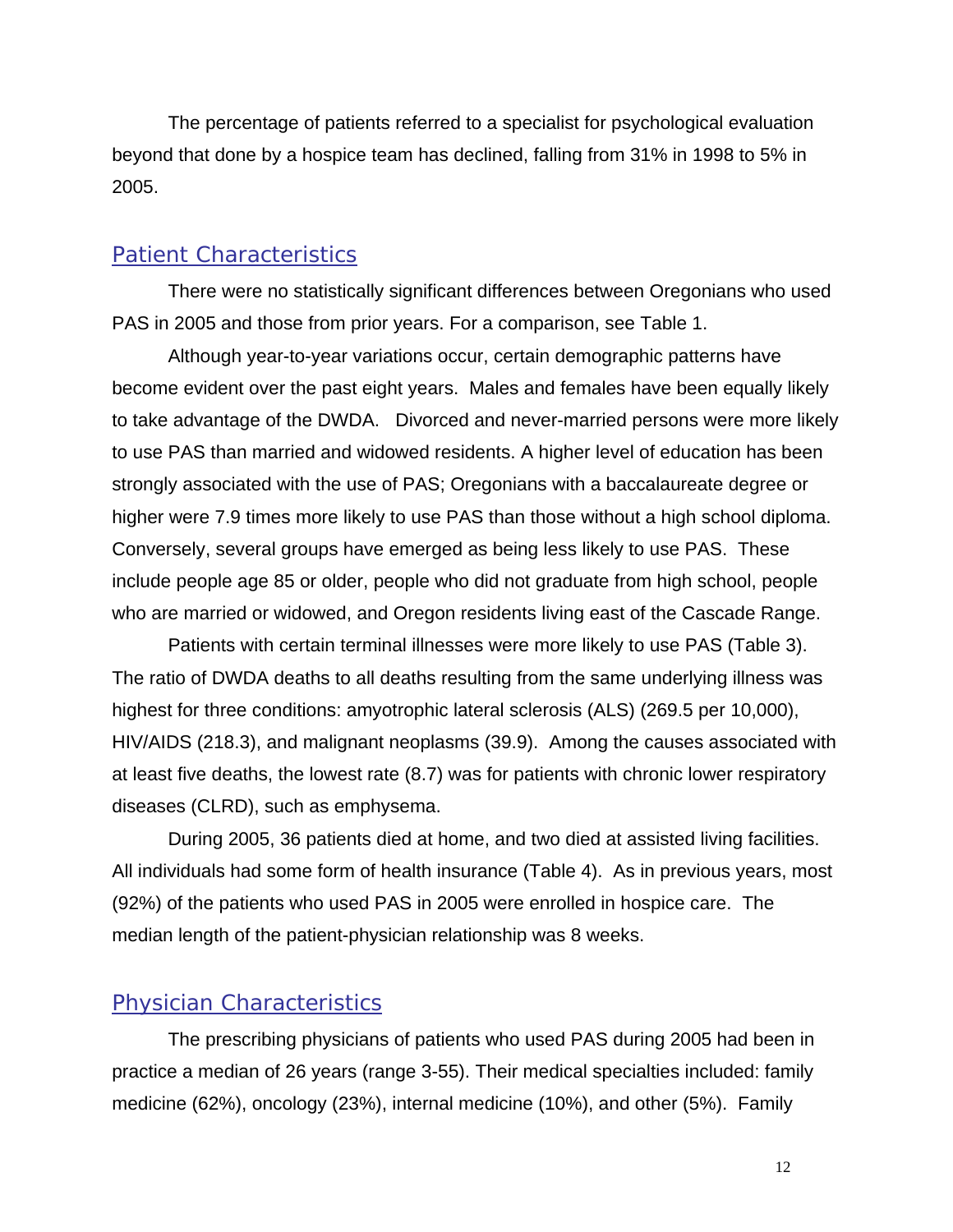The percentage of patients referred to a specialist for psychological evaluation beyond that done by a hospice team has declined, falling from 31% in 1998 to 5% in 2005.

## Patient Characteristics

There were no statistically significant differences between Oregonians who used PAS in 2005 and those from prior years. For a comparison, see Table 1.

Although year-to-year variations occur, certain demographic patterns have become evident over the past eight years. Males and females have been equally likely to take advantage of the DWDA. Divorced and never-married persons were more likely to use PAS than married and widowed residents. A higher level of education has been strongly associated with the use of PAS; Oregonians with a baccalaureate degree or higher were 7.9 times more likely to use PAS than those without a high school diploma. Conversely, several groups have emerged as being less likely to use PAS. These include people age 85 or older, people who did not graduate from high school, people who are married or widowed, and Oregon residents living east of the Cascade Range.

Patients with certain terminal illnesses were more likely to use PAS (Table 3). The ratio of DWDA deaths to all deaths resulting from the same underlying illness was highest for three conditions: amyotrophic lateral sclerosis (ALS) (269.5 per 10,000), HIV/AIDS (218.3), and malignant neoplasms (39.9). Among the causes associated with at least five deaths, the lowest rate (8.7) was for patients with chronic lower respiratory diseases (CLRD), such as emphysema.

During 2005, 36 patients died at home, and two died at assisted living facilities. All individuals had some form of health insurance (Table 4). As in previous years, most (92%) of the patients who used PAS in 2005 were enrolled in hospice care. The median length of the patient-physician relationship was 8 weeks.

## Physician Characteristics

The prescribing physicians of patients who used PAS during 2005 had been in practice a median of 26 years (range 3-55). Their medical specialties included: family medicine (62%), oncology (23%), internal medicine (10%), and other (5%). Family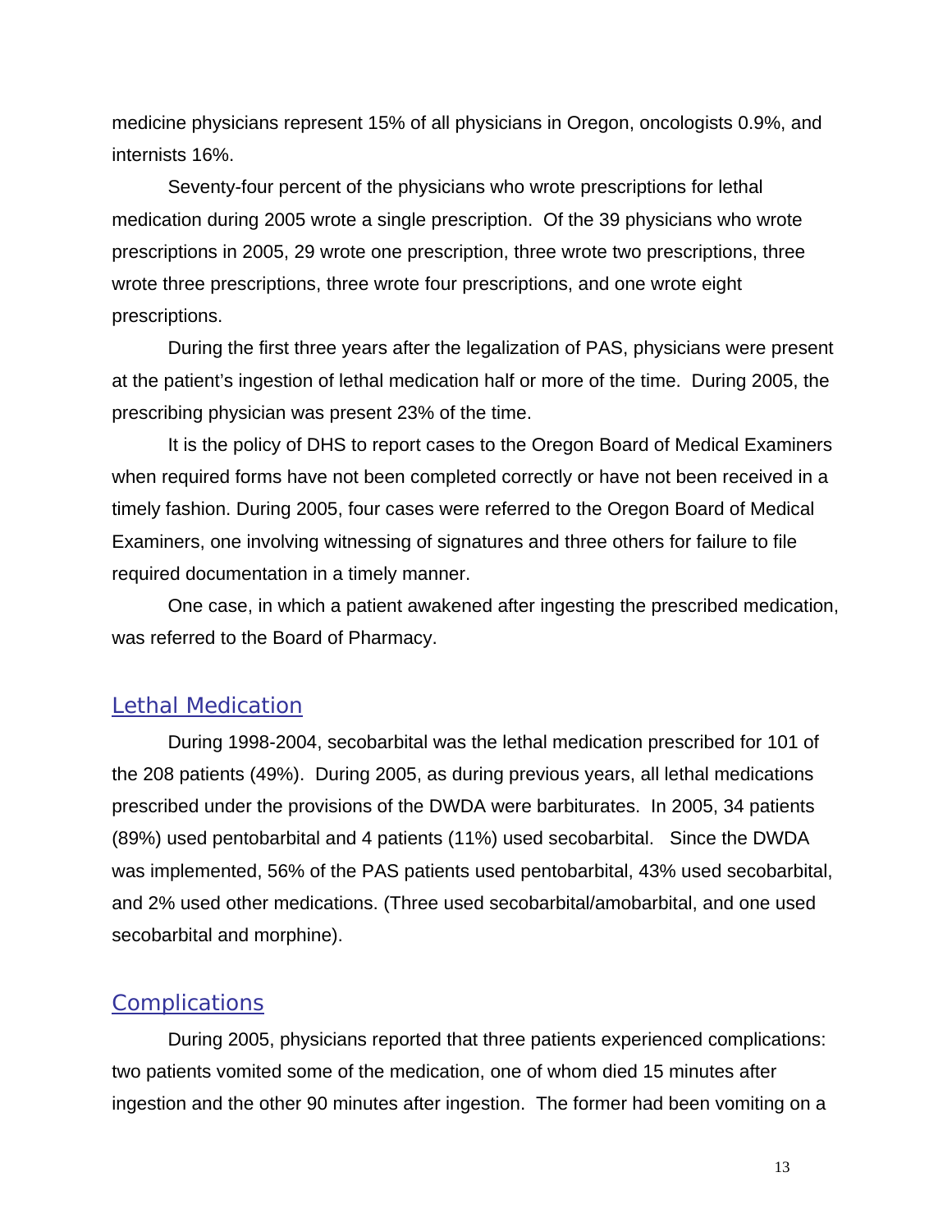medicine physicians represent 15% of all physicians in Oregon, oncologists 0.9%, and internists 16%.

Seventy-four percent of the physicians who wrote prescriptions for lethal medication during 2005 wrote a single prescription. Of the 39 physicians who wrote prescriptions in 2005, 29 wrote one prescription, three wrote two prescriptions, three wrote three prescriptions, three wrote four prescriptions, and one wrote eight prescriptions.

During the first three years after the legalization of PAS, physicians were present at the patient's ingestion of lethal medication half or more of the time. During 2005, the prescribing physician was present 23% of the time.

It is the policy of DHS to report cases to the Oregon Board of Medical Examiners when required forms have not been completed correctly or have not been received in a timely fashion. During 2005, four cases were referred to the Oregon Board of Medical Examiners, one involving witnessing of signatures and three others for failure to file required documentation in a timely manner.

One case, in which a patient awakened after ingesting the prescribed medication, was referred to the Board of Pharmacy.

## Lethal Medication

During 1998-2004, secobarbital was the lethal medication prescribed for 101 of the 208 patients (49%). During 2005, as during previous years, all lethal medications prescribed under the provisions of the DWDA were barbiturates. In 2005, 34 patients (89%) used pentobarbital and 4 patients (11%) used secobarbital. Since the DWDA was implemented, 56% of the PAS patients used pentobarbital, 43% used secobarbital, and 2% used other medications. (Three used secobarbital/amobarbital, and one used secobarbital and morphine).

## Complications

During 2005, physicians reported that three patients experienced complications: two patients vomited some of the medication, one of whom died 15 minutes after ingestion and the other 90 minutes after ingestion. The former had been vomiting on a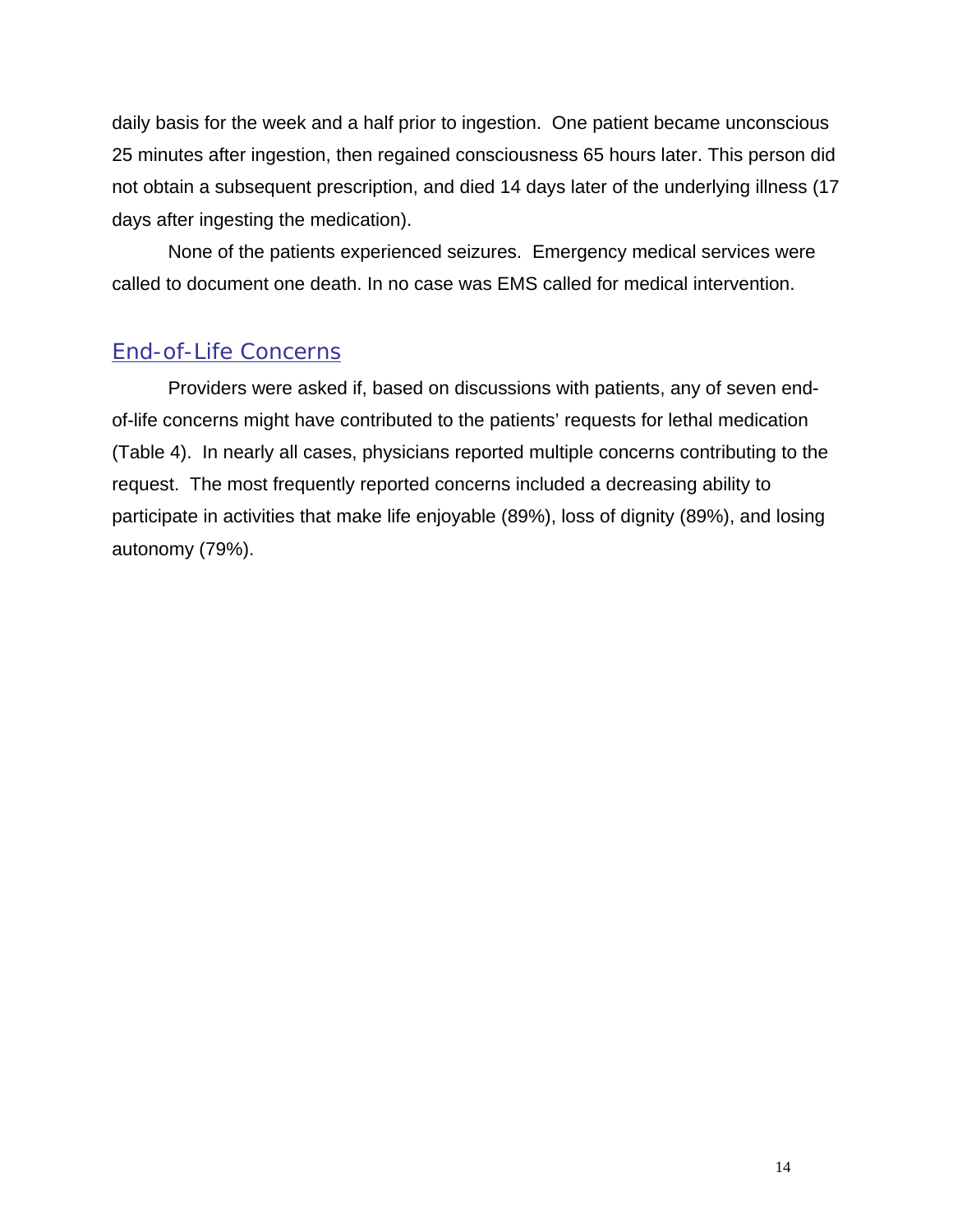daily basis for the week and a half prior to ingestion. One patient became unconscious 25 minutes after ingestion, then regained consciousness 65 hours later. This person did not obtain a subsequent prescription, and died 14 days later of the underlying illness (17 days after ingesting the medication).

None of the patients experienced seizures. Emergency medical services were called to document one death. In no case was EMS called for medical intervention.

## End-of-Life Concerns

Providers were asked if, based on discussions with patients, any of seven end-of-life concerns might have contributed to the patients' requests for lethal medication (Table 4). In nearly all cases, physicians reported multiple concerns contributing to the request. The most frequently reported concerns included a decreasing ability to participate in activities that make life enjoyable (89%), loss of dignity (89%), and losing autonomy (79%).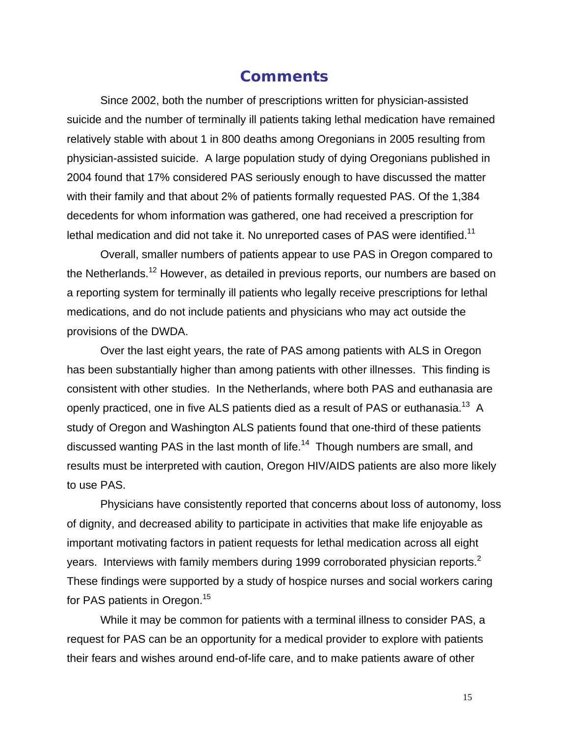# Comments

Since 2002, both the number of prescriptions written for physician-assisted suicide and the number of terminally ill patients taking lethal medication have remained relatively stable with about 1 in 800 deaths among Oregonians in 2005 resulting from physician-assisted suicide. A large population study of dying Oregonians published in 2004 found that 17% considered PAS seriously enough to have discussed the matter with their family and that about 2% of patients formally requested PAS. Of the 1,384 decedents for whom information was gathered, one had received a prescription for lethal medication and did not take it. No unreported cases of PAS were identified.[11]

Overall, smaller numbers of patients appear to use PAS in Oregon compared to the Netherlands.[12] However, as detailed in previous reports, our numbers are based on a reporting system for terminally ill patients who legally receive prescriptions for lethal medications, and do not include patients and physicians who may act outside the provisions of the DWDA.

Over the last eight years, the rate of PAS among patients with ALS in Oregon has been substantially higher than among patients with other illnesses. This finding is consistent with other studies. In the Netherlands, where both PAS and euthanasia are openly practiced, one in five ALS patients died as a result of PAS or euthanasia.[13] A study of Oregon and Washington ALS patients found that one-third of these patients discussed wanting PAS in the last month of life.[14] Though numbers are small, and results must be interpreted with caution, Oregon HIV/AIDS patients are also more likely to use PAS.

Physicians have consistently reported that concerns about loss of autonomy, loss of dignity, and decreased ability to participate in activities that make life enjoyable as important motivating factors in patient requests for lethal medication across all eight years. Interviews with family members during 1999 corroborated physician reports.[2] These findings were supported by a study of hospice nurses and social workers caring for PAS patients in Oregon.[15]

While it may be common for patients with a terminal illness to consider PAS, a request for PAS can be an opportunity for a medical provider to explore with patients their fears and wishes around end-of-life care, and to make patients aware of other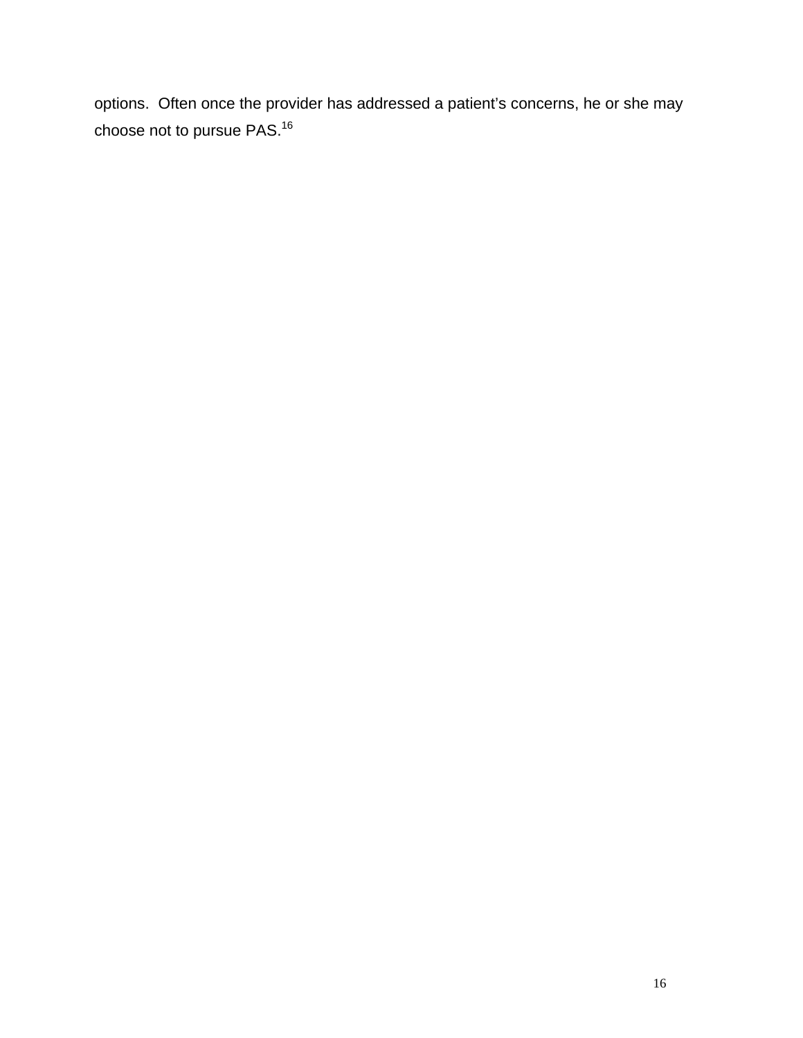options. Often once the provider has addressed a patient's concerns, he or she may choose not to pursue PAS.[16]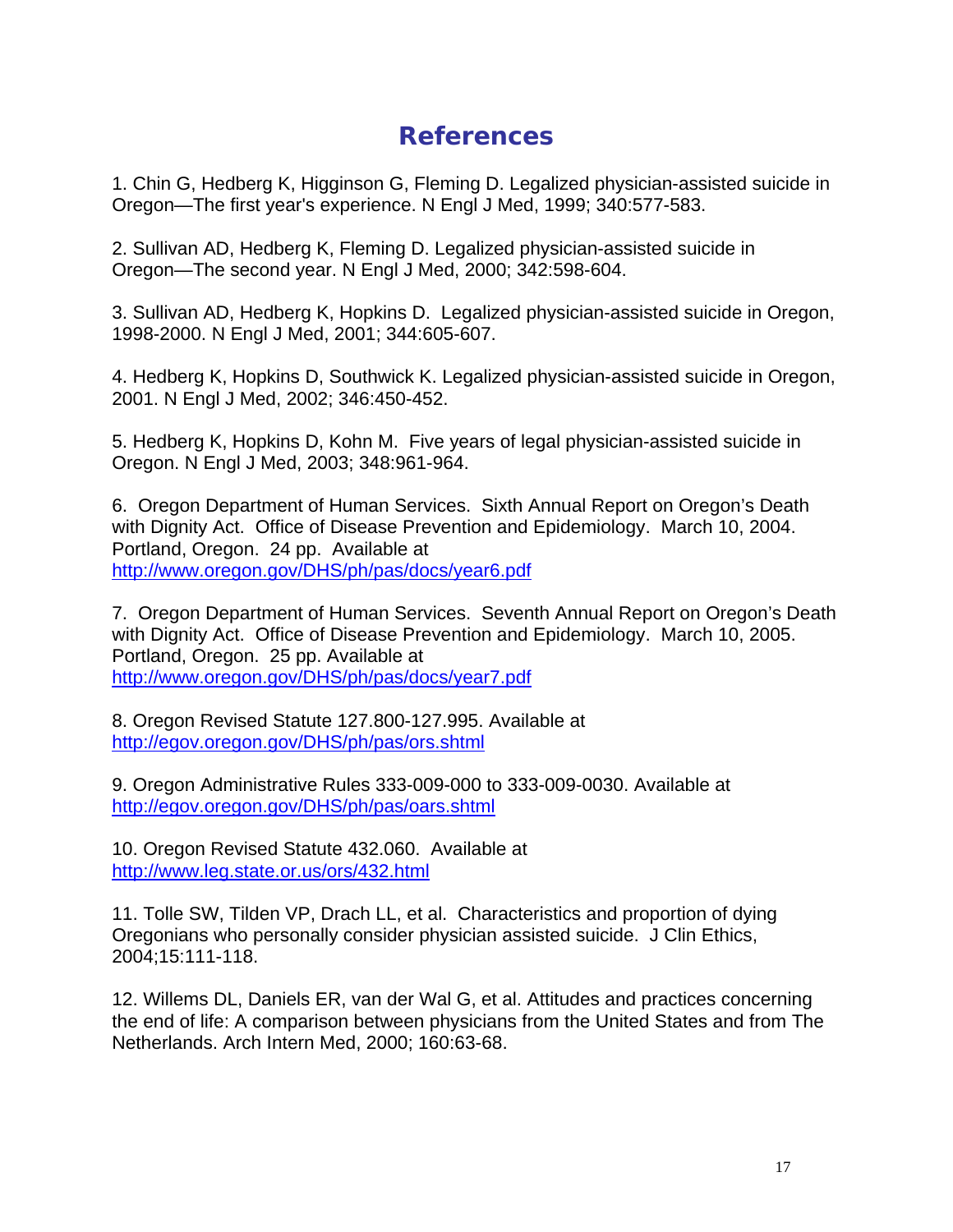# References

1. Chin G, Hedberg K, Higginson G, Fleming D. Legalized physician-assisted suicide in Oregon—The first year's experience. N Engl J Med, 1999; 340:577-583.

2. Sullivan AD, Hedberg K, Fleming D. Legalized physician-assisted suicide in Oregon—The second year. N Engl J Med, 2000; 342:598-604.

3. Sullivan AD, Hedberg K, Hopkins D. Legalized physician-assisted suicide in Oregon, 1998-2000. N Engl J Med, 2001; 344:605-607.

4. Hedberg K, Hopkins D, Southwick K. Legalized physician-assisted suicide in Oregon, 2001. N Engl J Med, 2002; 346:450-452.

5. Hedberg K, Hopkins D, Kohn M. Five years of legal physician-assisted suicide in Oregon. N Engl J Med, 2003; 348:961-964.

6. Oregon Department of Human Services. Sixth Annual Report on Oregon's Death with Dignity Act. Office of Disease Prevention and Epidemiology. March 10, 2004. Portland, Oregon. 24 pp. Available at http://www.oregon.gov/DHS/ph/pas/docs/year6.pdf

7. Oregon Department of Human Services. Seventh Annual Report on Oregon's Death with Dignity Act. Office of Disease Prevention and Epidemiology. March 10, 2005. Portland, Oregon. 25 pp. Available at http://www.oregon.gov/DHS/ph/pas/docs/year7.pdf

8. Oregon Revised Statute 127.800-127.995. Available at http://egov.oregon.gov/DHS/ph/pas/ors.shtml

9. Oregon Administrative Rules 333-009-000 to 333-009-0030. Available at http://egov.oregon.gov/DHS/ph/pas/oars.shtml

10. Oregon Revised Statute 432.060. Available at http://www.leg.state.or.us/ors/432.html

11. Tolle SW, Tilden VP, Drach LL, et al. Characteristics and proportion of dying Oregonians who personally consider physician assisted suicide. J Clin Ethics, 2004;15:111-118.

12. Willems DL, Daniels ER, van der Wal G, et al. Attitudes and practices concerning the end of life: A comparison between physicians from the United States and from The Netherlands. Arch Intern Med, 2000; 160:63-68.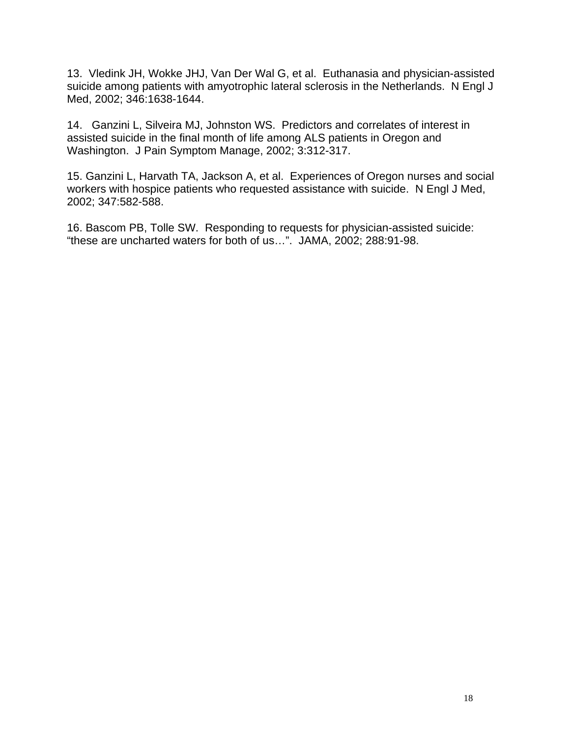13. Vledink JH, Wokke JHJ, Van Der Wal G, et al. Euthanasia and physician-assisted suicide among patients with amyotrophic lateral sclerosis in the Netherlands. N Engl J Med, 2002; 346:1638-1644.

14. Ganzini L, Silveira MJ, Johnston WS. Predictors and correlates of interest in assisted suicide in the final month of life among ALS patients in Oregon and Washington. J Pain Symptom Manage, 2002; 3:312-317.

15. Ganzini L, Harvath TA, Jackson A, et al. Experiences of Oregon nurses and social workers with hospice patients who requested assistance with suicide. N Engl J Med, 2002; 347:582-588.

16. Bascom PB, Tolle SW. Responding to requests for physician-assisted suicide: "these are uncharted waters for both of us…". JAMA, 2002; 288:91-98.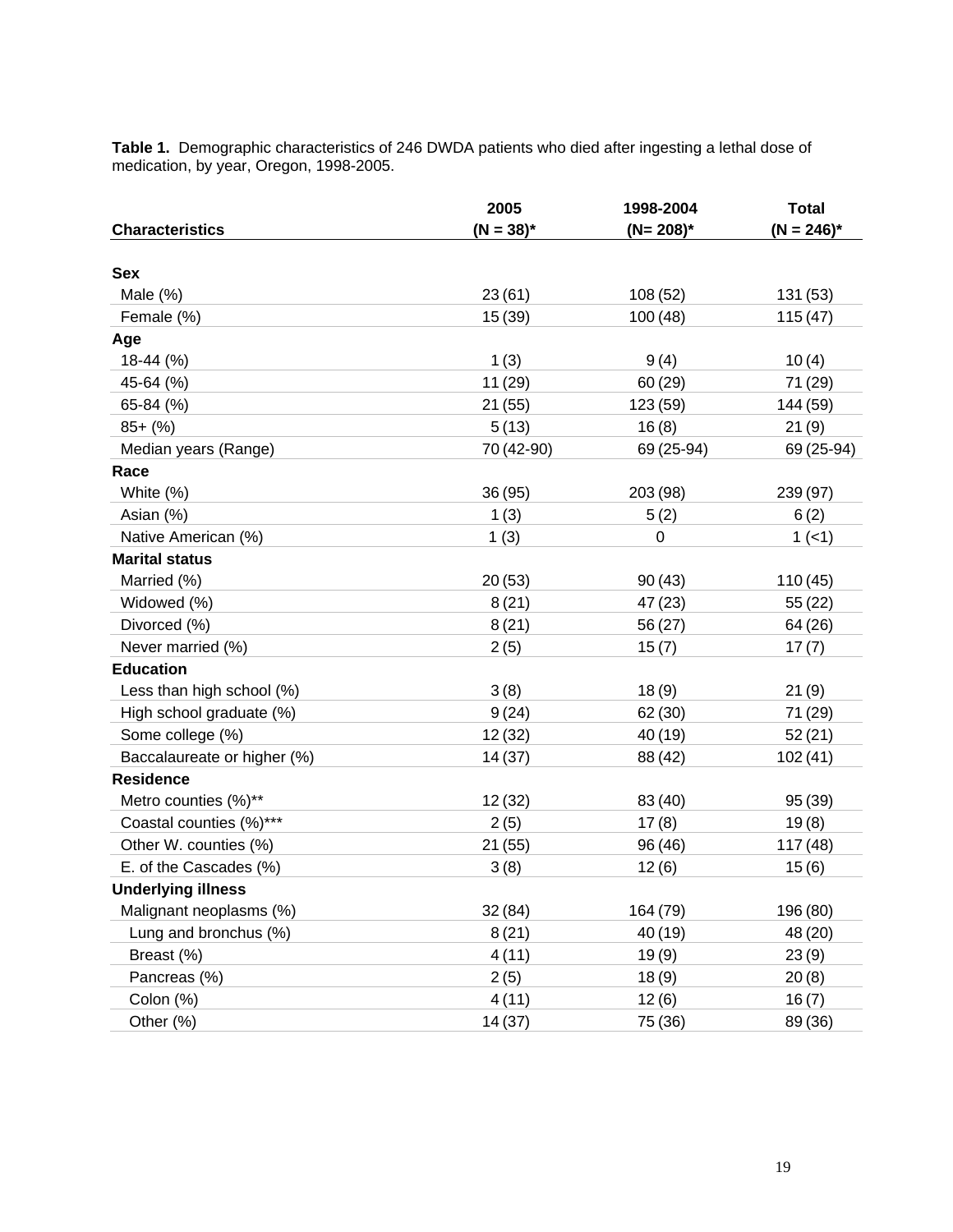**Table 1.** Demographic characteristics of 246 DWDA patients who died after ingesting a lethal dose of medication, by year, Oregon, 1998-2005.

| Characteristics | 2005 (N = 38)* | 1998-2004 (N= 208)* | Total (N = 246)* |
|---|---|---|---|
| **Sex** | | | |
| Male (%) | 23 (61) | 108 (52) | 131 (53) |
| Female (%) | 15 (39) | 100 (48) | 115 (47) |
| **Age** | | | |
| 18-44 (%) | 1 (3) | 9 (4) | 10 (4) |
| 45-64 (%) | 11 (29) | 60 (29) | 71 (29) |
| 65-84 (%) | 21 (55) | 123 (59) | 144 (59) |
| 85+ (%) | 5 (13) | 16 (8) | 21 (9) |
| Median years (Range) | 70 (42-90) | 69 (25-94) | 69 (25-94) |
| **Race** | | | |
| White (%) | 36 (95) | 203 (98) | 239 (97) |
| Asian (%) | 1 (3) | 5 (2) | 6 (2) |
| Native American (%) | 1 (3) | 0 | 1 (<1) |
| **Marital status** | | | |
| Married (%) | 20 (53) | 90 (43) | 110 (45) |
| Widowed (%) | 8 (21) | 47 (23) | 55 (22) |
| Divorced (%) | 8 (21) | 56 (27) | 64 (26) |
| Never married (%) | 2 (5) | 15 (7) | 17 (7) |
| **Education** | | | |
| Less than high school (%) | 3 (8) | 18 (9) | 21 (9) |
| High school graduate (%) | 9 (24) | 62 (30) | 71 (29) |
| Some college (%) | 12 (32) | 40 (19) | 52 (21) |
| Baccalaureate or higher (%) | 14 (37) | 88 (42) | 102 (41) |
| **Residence** | | | |
| Metro counties (%)** | 12 (32) | 83 (40) | 95 (39) |
| Coastal counties (%)*** | 2 (5) | 17 (8) | 19 (8) |
| Other W. counties (%) | 21 (55) | 96 (46) | 117 (48) |
| E. of the Cascades (%) | 3 (8) | 12 (6) | 15 (6) |
| **Underlying illness** | | | |
| Malignant neoplasms (%) | 32 (84) | 164 (79) | 196 (80) |
| Lung and bronchus (%) | 8 (21) | 40 (19) | 48 (20) |
| Breast (%) | 4 (11) | 19 (9) | 23 (9) |
| Pancreas (%) | 2 (5) | 18 (9) | 20 (8) |
| Colon (%) | 4 (11) | 12 (6) | 16 (7) |
| Other (%) | 14 (37) | 75 (36) | 89 (36) |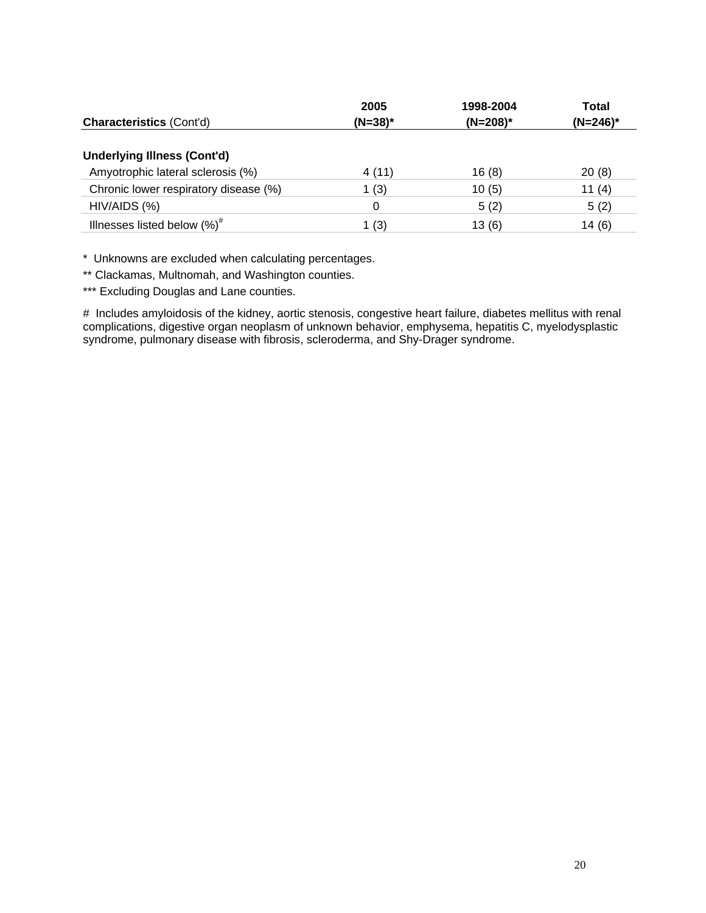| **Characteristics** (Cont'd) | **2005 (N=38)*** | **1998-2004 (N=208)*** | **Total (N=246)*** |
|---|---|---|---|
| **Underlying Illness (Cont'd)** | | | |
| Amyotrophic lateral sclerosis (%) | 4 (11) | 16 (8) | 20 (8) |
| Chronic lower respiratory disease (%) | 1 (3) | 10 (5) | 11 (4) |
| HIV/AIDS (%) | 0 | 5 (2) | 5 (2) |
| Illnesses listed below (%)# | 1 (3) | 13 (6) | 14 (6) |

* Unknowns are excluded when calculating percentages.

** Clackamas, Multnomah, and Washington counties.

*** Excluding Douglas and Lane counties.

# Includes amyloidosis of the kidney, aortic stenosis, congestive heart failure, diabetes mellitus with renal complications, digestive organ neoplasm of unknown behavior, emphysema, hepatitis C, myelodysplastic syndrome, pulmonary disease with fibrosis, scleroderma, and Shy-Drager syndrome.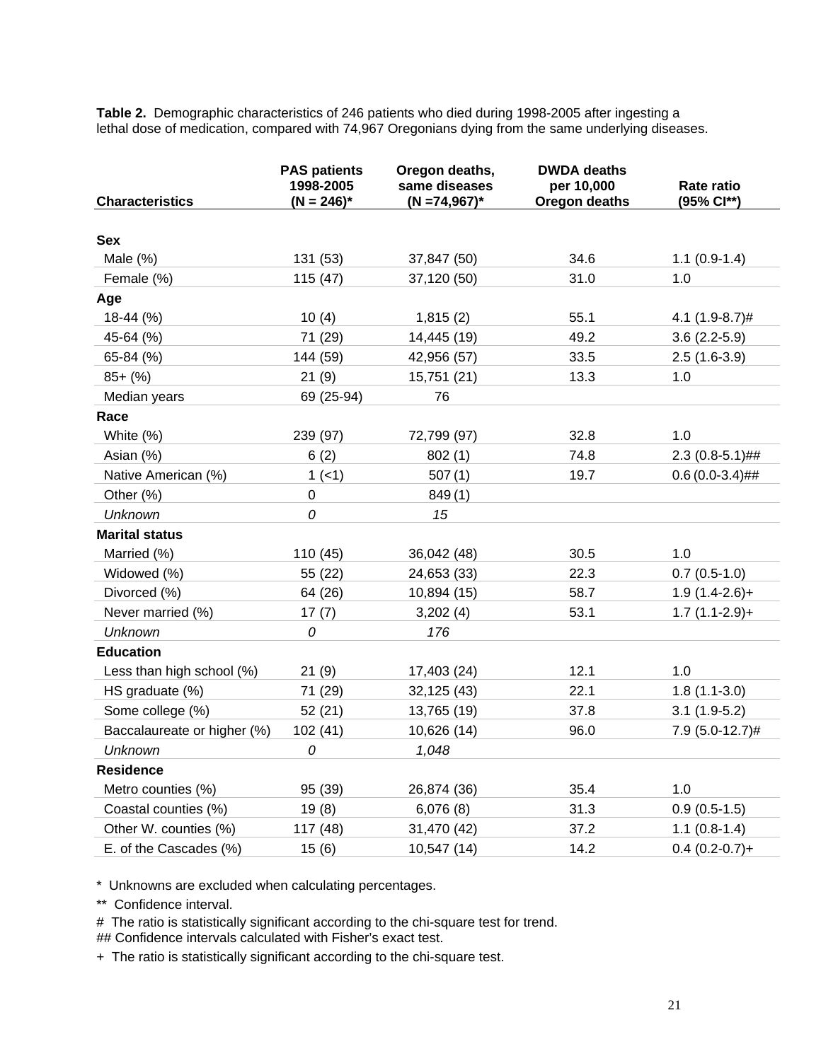**Table 2.** Demographic characteristics of 246 patients who died during 1998-2005 after ingesting a lethal dose of medication, compared with 74,967 Oregonians dying from the same underlying diseases.

| Characteristics | PAS patients 1998-2005 (N = 246)* | Oregon deaths, same diseases (N =74,967)* | DWDA deaths per 10,000 Oregon deaths | Rate ratio (95% CI**) |
|---|---|---|---|---|
| **Sex** | | | | |
| Male (%) | 131 (53) | 37,847 (50) | 34.6 | 1.1 (0.9-1.4) |
| Female (%) | 115 (47) | 37,120 (50) | 31.0 | 1.0 |
| **Age** | | | | |
| 18-44 (%) | 10 (4) | 1,815 (2) | 55.1 | 4.1 (1.9-8.7)# |
| 45-64 (%) | 71 (29) | 14,445 (19) | 49.2 | 3.6 (2.2-5.9) |
| 65-84 (%) | 144 (59) | 42,956 (57) | 33.5 | 2.5 (1.6-3.9) |
| 85+ (%) | 21 (9) | 15,751 (21) | 13.3 | 1.0 |
| Median years | 69 (25-94) | 76 | | |
| **Race** | | | | |
| White (%) | 239 (97) | 72,799 (97) | 32.8 | 1.0 |
| Asian (%) | 6 (2) | 802 (1) | 74.8 | 2.3 (0.8-5.1)## |
| Native American (%) | 1 (<1) | 507 (1) | 19.7 | 0.6 (0.0-3.4)## |
| Other (%) | 0 | 849 (1) | | |
| *Unknown* | *0* | *15* | | |
| **Marital status** | | | | |
| Married (%) | 110 (45) | 36,042 (48) | 30.5 | 1.0 |
| Widowed (%) | 55 (22) | 24,653 (33) | 22.3 | 0.7 (0.5-1.0) |
| Divorced (%) | 64 (26) | 10,894 (15) | 58.7 | 1.9 (1.4-2.6)+ |
| Never married (%) | 17 (7) | 3,202 (4) | 53.1 | 1.7 (1.1-2.9)+ |
| *Unknown* | *0* | *176* | | |
| **Education** | | | | |
| Less than high school (%) | 21 (9) | 17,403 (24) | 12.1 | 1.0 |
| HS graduate (%) | 71 (29) | 32,125 (43) | 22.1 | 1.8 (1.1-3.0) |
| Some college (%) | 52 (21) | 13,765 (19) | 37.8 | 3.1 (1.9-5.2) |
| Baccalaureate or higher (%) | 102 (41) | 10,626 (14) | 96.0 | 7.9 (5.0-12.7)# |
| *Unknown* | *0* | *1,048* | | |
| **Residence** | | | | |
| Metro counties (%) | 95 (39) | 26,874 (36) | 35.4 | 1.0 |
| Coastal counties (%) | 19 (8) | 6,076 (8) | 31.3 | 0.9 (0.5-1.5) |
| Other W. counties (%) | 117 (48) | 31,470 (42) | 37.2 | 1.1 (0.8-1.4) |
| E. of the Cascades (%) | 15 (6) | 10,547 (14) | 14.2 | 0.4 (0.2-0.7)+ |

\* Unknowns are excluded when calculating percentages.

\*\* Confidence interval.

\# The ratio is statistically significant according to the chi-square test for trend.

\#\# Confidence intervals calculated with Fisher's exact test.

\+ The ratio is statistically significant according to the chi-square test.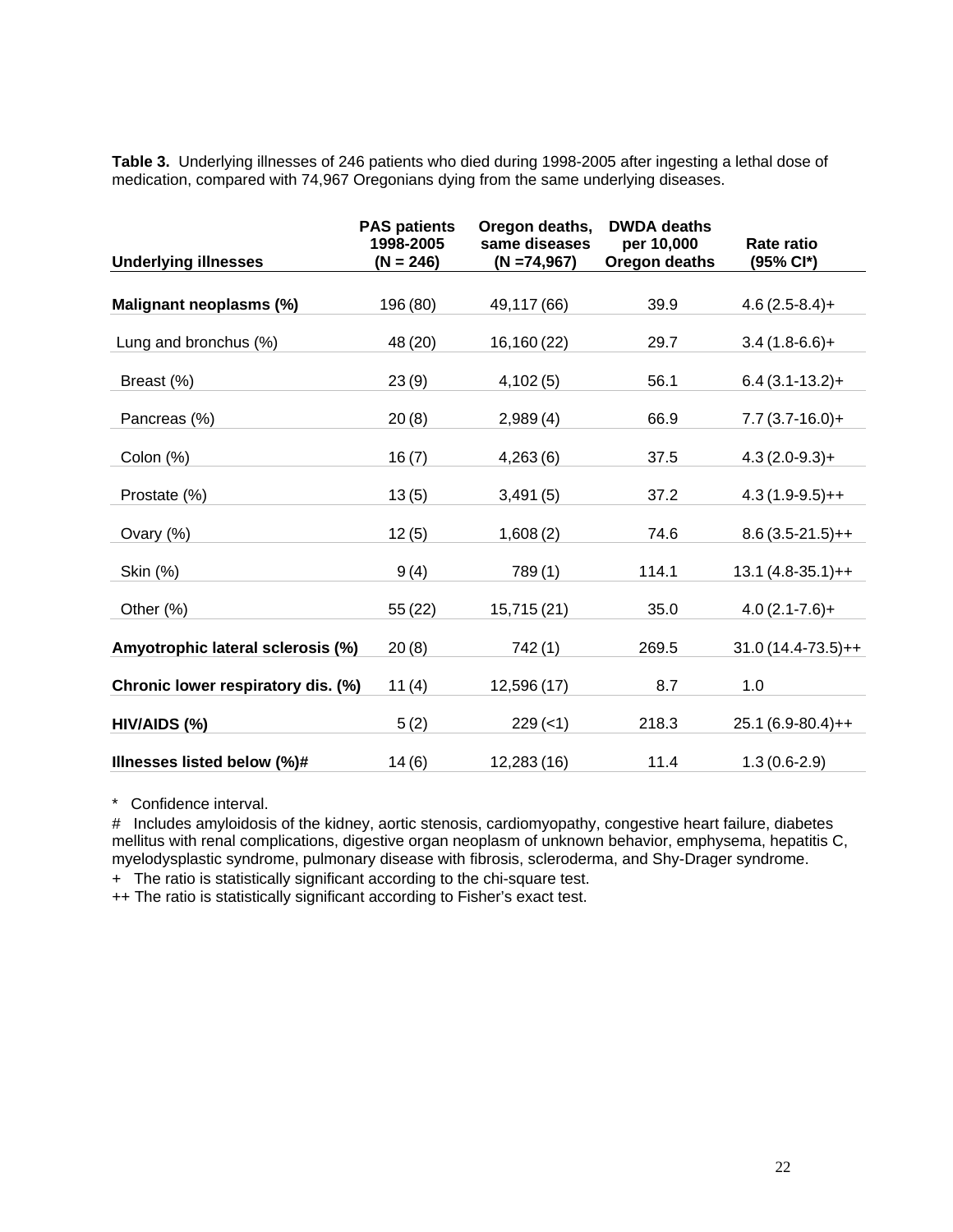**Table 3.** Underlying illnesses of 246 patients who died during 1998-2005 after ingesting a lethal dose of medication, compared with 74,967 Oregonians dying from the same underlying diseases.

| Underlying illnesses | PAS patients 1998-2005 (N = 246) | Oregon deaths, same diseases (N =74,967) | DWDA deaths per 10,000 Oregon deaths | Rate ratio (95% CI*) |
|---|---|---|---|---|
| **Malignant neoplasms (%)** | 196 (80) | 49,117 (66) | 39.9 | 4.6 (2.5-8.4)+ |
| Lung and bronchus (%) | 48 (20) | 16,160 (22) | 29.7 | 3.4 (1.8-6.6)+ |
| Breast (%) | 23 (9) | 4,102 (5) | 56.1 | 6.4 (3.1-13.2)+ |
| Pancreas (%) | 20 (8) | 2,989 (4) | 66.9 | 7.7 (3.7-16.0)+ |
| Colon (%) | 16 (7) | 4,263 (6) | 37.5 | 4.3 (2.0-9.3)+ |
| Prostate (%) | 13 (5) | 3,491 (5) | 37.2 | 4.3 (1.9-9.5)++ |
| Ovary (%) | 12 (5) | 1,608 (2) | 74.6 | 8.6 (3.5-21.5)++ |
| Skin (%) | 9 (4) | 789 (1) | 114.1 | 13.1 (4.8-35.1)++ |
| Other (%) | 55 (22) | 15,715 (21) | 35.0 | 4.0 (2.1-7.6)+ |
| **Amyotrophic lateral sclerosis (%)** | 20 (8) | 742 (1) | 269.5 | 31.0 (14.4-73.5)++ |
| **Chronic lower respiratory dis. (%)** | 11 (4) | 12,596 (17) | 8.7 | 1.0 |
| **HIV/AIDS (%)** | 5 (2) | 229 (<1) | 218.3 | 25.1 (6.9-80.4)++ |
| **Illnesses listed below (%)#** | 14 (6) | 12,283 (16) | 11.4 | 1.3 (0.6-2.9) |

\* Confidence interval.

# Includes amyloidosis of the kidney, aortic stenosis, cardiomyopathy, congestive heart failure, diabetes mellitus with renal complications, digestive organ neoplasm of unknown behavior, emphysema, hepatitis C, myelodysplastic syndrome, pulmonary disease with fibrosis, scleroderma, and Shy-Drager syndrome.

\+ The ratio is statistically significant according to the chi-square test.

++ The ratio is statistically significant according to Fisher's exact test.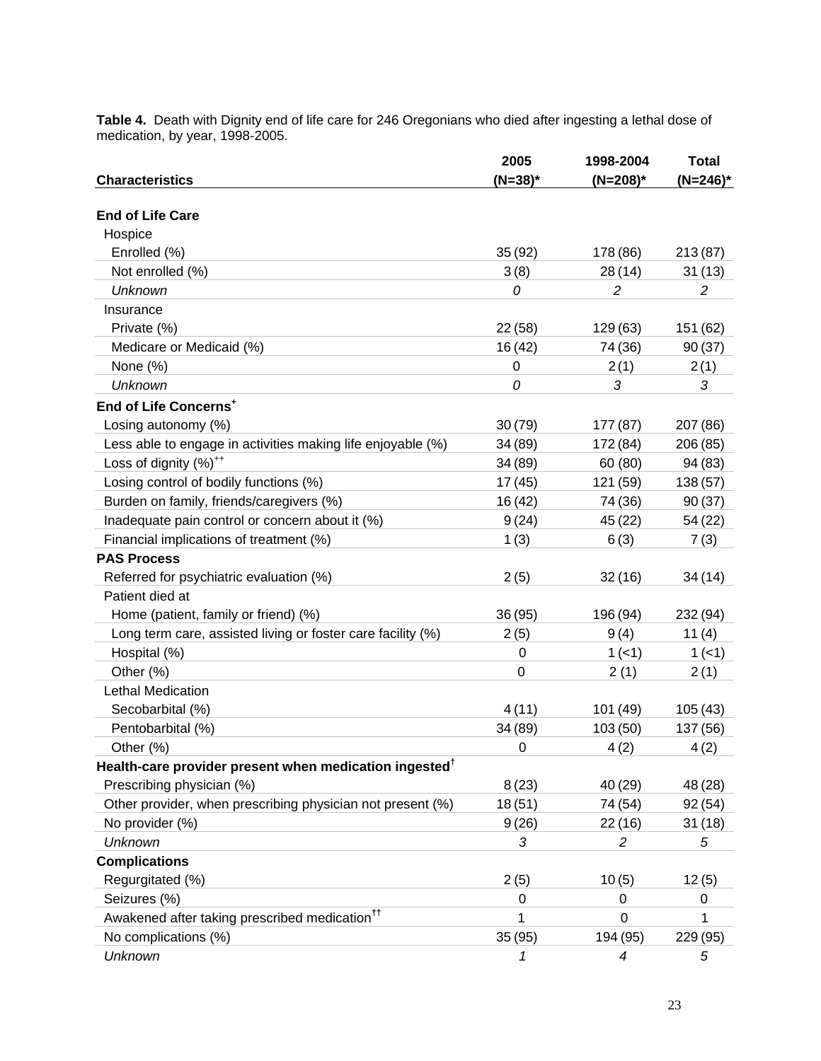**Table 4.** Death with Dignity end of life care for 246 Oregonians who died after ingesting a lethal dose of medication, by year, 1998-2005.

| Characteristics | 2005 (N=38)* | 1998-2004 (N=208)* | Total (N=246)* |
|---|---|---|---|
| **End of Life Care** | | | |
| Hospice | | | |
| Enrolled (%) | 35 (92) | 178 (86) | 213 (87) |
| Not enrolled (%) | 3 (8) | 28 (14) | 31 (13) |
| *Unknown* | *0* | *2* | *2* |
| Insurance | | | |
| Private (%) | 22 (58) | 129 (63) | 151 (62) |
| Medicare or Medicaid (%) | 16 (42) | 74 (36) | 90 (37) |
| None (%) | 0 | 2 (1) | 2 (1) |
| *Unknown* | *0* | *3* | *3* |
| **End of Life Concerns**[+] | | | |
| Losing autonomy (%) | 30 (79) | 177 (87) | 207 (86) |
| Less able to engage in activities making life enjoyable (%) | 34 (89) | 172 (84) | 206 (85) |
| Loss of dignity (%)[++] | 34 (89) | 60 (80) | 94 (83) |
| Losing control of bodily functions (%) | 17 (45) | 121 (59) | 138 (57) |
| Burden on family, friends/caregivers (%) | 16 (42) | 74 (36) | 90 (37) |
| Inadequate pain control or concern about it (%) | 9 (24) | 45 (22) | 54 (22) |
| Financial implications of treatment (%) | 1 (3) | 6 (3) | 7 (3) |
| **PAS Process** | | | |
| Referred for psychiatric evaluation (%) | 2 (5) | 32 (16) | 34 (14) |
| Patient died at | | | |
| Home (patient, family or friend) (%) | 36 (95) | 196 (94) | 232 (94) |
| Long term care, assisted living or foster care facility (%) | 2 (5) | 9 (4) | 11 (4) |
| Hospital (%) | 0 | 1 (<1) | 1 (<1) |
| Other (%) | 0 | 2 (1) | 2 (1) |
| Lethal Medication | | | |
| Secobarbital (%) | 4 (11) | 101 (49) | 105 (43) |
| Pentobarbital (%) | 34 (89) | 103 (50) | 137 (56) |
| Other (%) | 0 | 4 (2) | 4 (2) |
| **Health-care provider present when medication ingested**[†] | | | |
| Prescribing physician (%) | 8 (23) | 40 (29) | 48 (28) |
| Other provider, when prescribing physician not present (%) | 18 (51) | 74 (54) | 92 (54) |
| No provider (%) | 9 (26) | 22 (16) | 31 (18) |
| *Unknown* | *3* | *2* | *5* |
| **Complications** | | | |
| Regurgitated (%) | 2 (5) | 10 (5) | 12 (5) |
| Seizures (%) | 0 | 0 | 0 |
| Awakened after taking prescribed medication[††] | 1 | 0 | 1 |
| No complications (%) | 35 (95) | 194 (95) | 229 (95) |
| *Unknown* | *1* | *4* | *5* |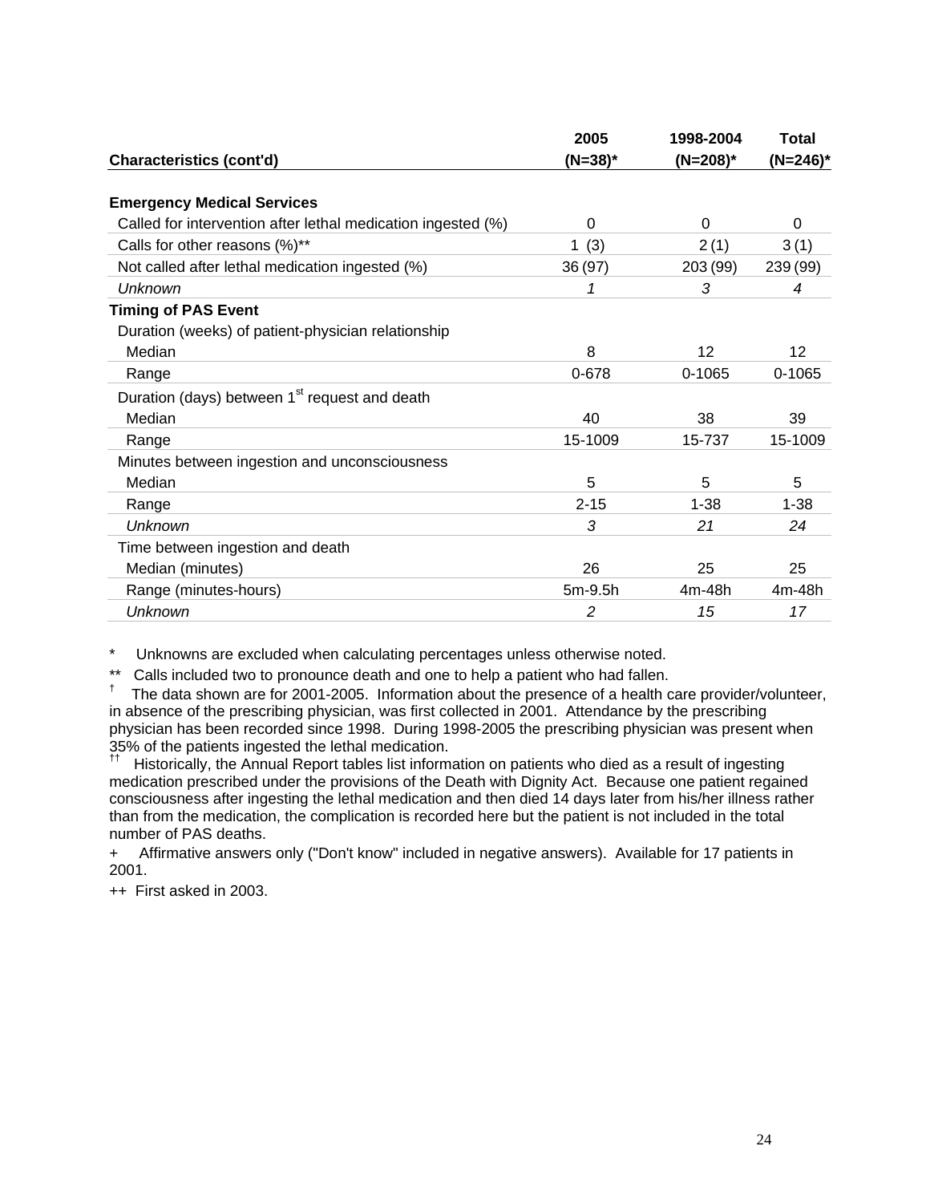| Characteristics (cont'd) | 2005 (N=38)* | 1998-2004 (N=208)* | Total (N=246)* |
|---|---|---|---|
| **Emergency Medical Services** | | | |
| Called for intervention after lethal medication ingested (%) | 0 | 0 | 0 |
| Calls for other reasons (%)** | 1 (3) | 2 (1) | 3 (1) |
| Not called after lethal medication ingested (%) | 36 (97) | 203 (99) | 239 (99) |
| *Unknown* | *1* | *3* | *4* |
| **Timing of PAS Event** | | | |
| Duration (weeks) of patient-physician relationship | | | |
| Median | 8 | 12 | 12 |
| Range | 0-678 | 0-1065 | 0-1065 |
| Duration (days) between 1st request and death | | | |
| Median | 40 | 38 | 39 |
| Range | 15-1009 | 15-737 | 15-1009 |
| Minutes between ingestion and unconsciousness | | | |
| Median | 5 | 5 | 5 |
| Range | 2-15 | 1-38 | 1-38 |
| *Unknown* | *3* | *21* | *24* |
| Time between ingestion and death | | | |
| Median (minutes) | 26 | 25 | 25 |
| Range (minutes-hours) | 5m-9.5h | 4m-48h | 4m-48h |
| *Unknown* | *2* | *15* | *17* |

\* Unknowns are excluded when calculating percentages unless otherwise noted.

** Calls included two to pronounce death and one to help a patient who had fallen.

† The data shown are for 2001-2005. Information about the presence of a health care provider/volunteer, in absence of the prescribing physician, was first collected in 2001. Attendance by the prescribing physician has been recorded since 1998. During 1998-2005 the prescribing physician was present when 35% of the patients ingested the lethal medication.

†† Historically, the Annual Report tables list information on patients who died as a result of ingesting medication prescribed under the provisions of the Death with Dignity Act. Because one patient regained consciousness after ingesting the lethal medication and then died 14 days later from his/her illness rather than from the medication, the complication is recorded here but the patient is not included in the total number of PAS deaths.

\+ Affirmative answers only ("Don't know" included in negative answers). Available for 17 patients in 2001.

++ First asked in 2003.